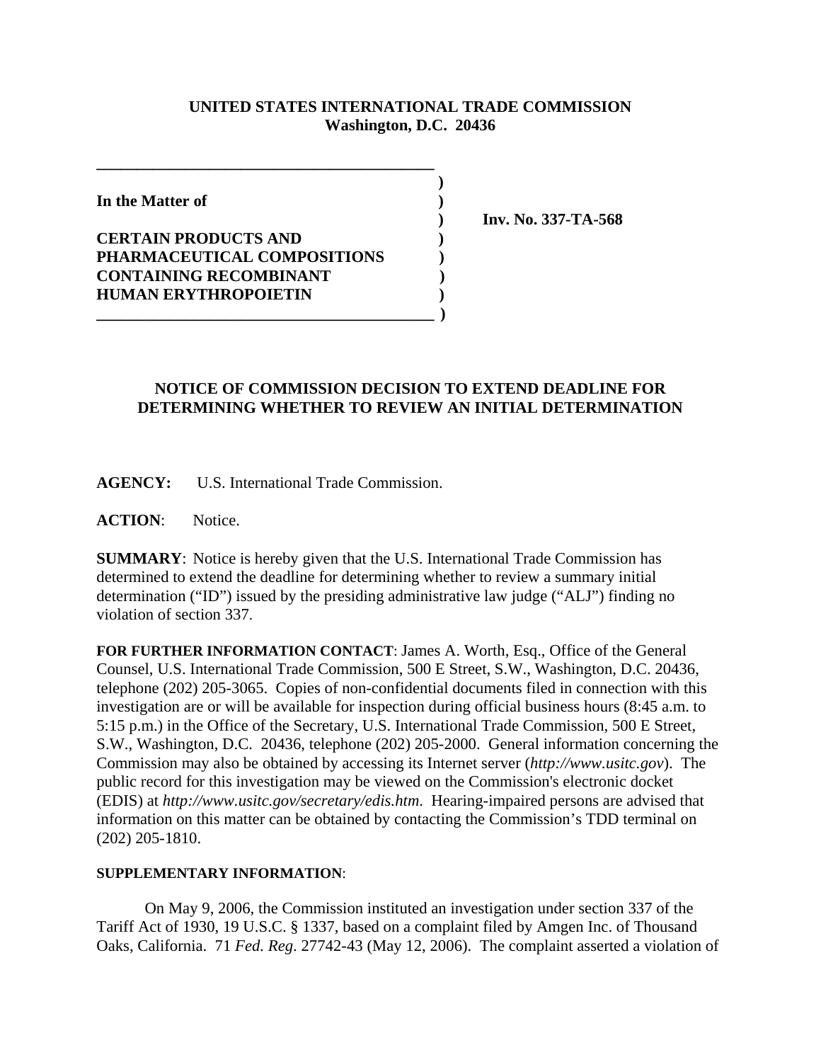**UNITED STATES INTERNATIONAL TRADE COMMISSION**
**Washington, D.C. 20436**

**In the Matter of**

**CERTAIN PRODUCTS AND PHARMACEUTICAL COMPOSITIONS CONTAINING RECOMBINANT HUMAN ERYTHROPOIETIN**

**Inv. No. 337-TA-568**

## NOTICE OF COMMISSION DECISION TO EXTEND DEADLINE FOR DETERMINING WHETHER TO REVIEW AN INITIAL DETERMINATION

**AGENCY:** U.S. International Trade Commission.

**ACTION**: Notice.

**SUMMARY**: Notice is hereby given that the U.S. International Trade Commission has determined to extend the deadline for determining whether to review a summary initial determination ("ID") issued by the presiding administrative law judge ("ALJ") finding no violation of section 337.

**FOR FURTHER INFORMATION CONTACT**: James A. Worth, Esq., Office of the General Counsel, U.S. International Trade Commission, 500 E Street, S.W., Washington, D.C. 20436, telephone (202) 205-3065. Copies of non-confidential documents filed in connection with this investigation are or will be available for inspection during official business hours (8:45 a.m. to 5:15 p.m.) in the Office of the Secretary, U.S. International Trade Commission, 500 E Street, S.W., Washington, D.C. 20436, telephone (202) 205-2000. General information concerning the Commission may also be obtained by accessing its Internet server (*http://www.usitc.gov*). The public record for this investigation may be viewed on the Commission's electronic docket (EDIS) at *http://www.usitc.gov/secretary/edis.htm*. Hearing-impaired persons are advised that information on this matter can be obtained by contacting the Commission's TDD terminal on (202) 205-1810.

**SUPPLEMENTARY INFORMATION**:

On May 9, 2006, the Commission instituted an investigation under section 337 of the Tariff Act of 1930, 19 U.S.C. § 1337, based on a complaint filed by Amgen Inc. of Thousand Oaks, California. 71 *Fed. Reg*. 27742-43 (May 12, 2006). The complaint asserted a violation of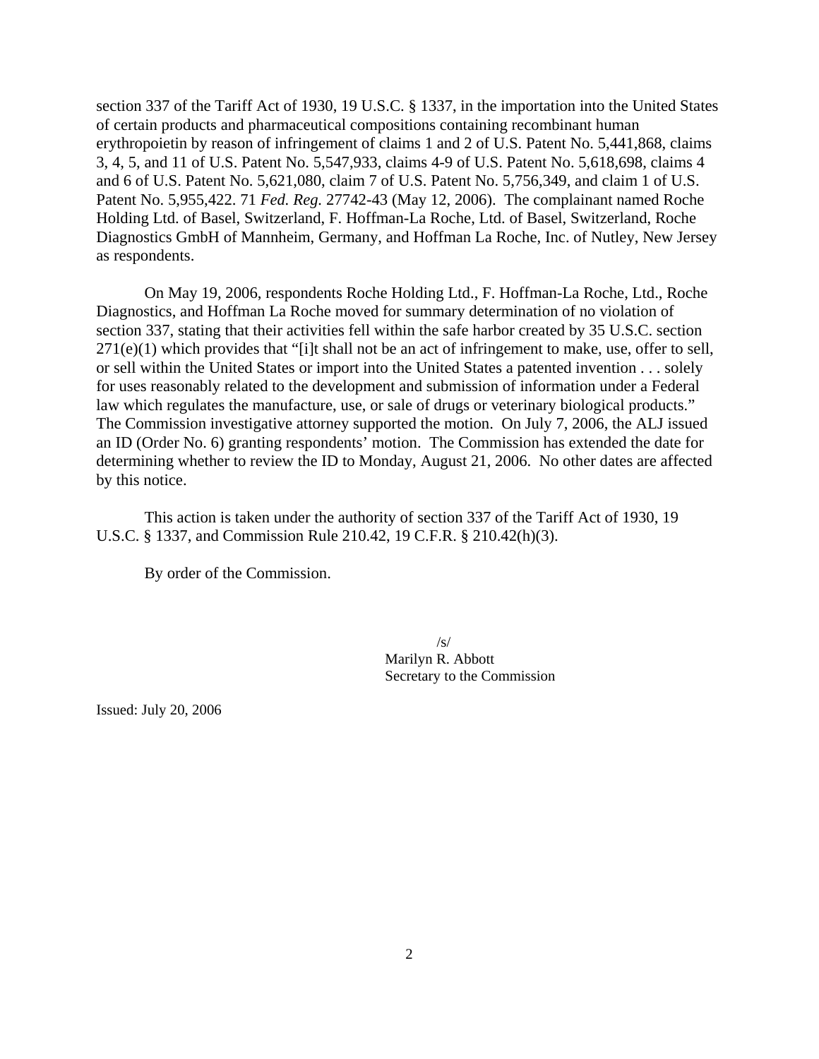section 337 of the Tariff Act of 1930, 19 U.S.C. § 1337, in the importation into the United States of certain products and pharmaceutical compositions containing recombinant human erythropoietin by reason of infringement of claims 1 and 2 of U.S. Patent No. 5,441,868, claims 3, 4, 5, and 11 of U.S. Patent No. 5,547,933, claims 4-9 of U.S. Patent No. 5,618,698, claims 4 and 6 of U.S. Patent No. 5,621,080, claim 7 of U.S. Patent No. 5,756,349, and claim 1 of U.S. Patent No. 5,955,422. 71 *Fed. Reg.* 27742-43 (May 12, 2006). The complainant named Roche Holding Ltd. of Basel, Switzerland, F. Hoffman-La Roche, Ltd. of Basel, Switzerland, Roche Diagnostics GmbH of Mannheim, Germany, and Hoffman La Roche, Inc. of Nutley, New Jersey as respondents.

On May 19, 2006, respondents Roche Holding Ltd., F. Hoffman-La Roche, Ltd., Roche Diagnostics, and Hoffman La Roche moved for summary determination of no violation of section 337, stating that their activities fell within the safe harbor created by 35 U.S.C. section 271(e)(1) which provides that "[i]t shall not be an act of infringement to make, use, offer to sell, or sell within the United States or import into the United States a patented invention . . . solely for uses reasonably related to the development and submission of information under a Federal law which regulates the manufacture, use, or sale of drugs or veterinary biological products." The Commission investigative attorney supported the motion. On July 7, 2006, the ALJ issued an ID (Order No. 6) granting respondents' motion. The Commission has extended the date for determining whether to review the ID to Monday, August 21, 2006. No other dates are affected by this notice.

This action is taken under the authority of section 337 of the Tariff Act of 1930, 19 U.S.C. § 1337, and Commission Rule 210.42, 19 C.F.R. § 210.42(h)(3).

By order of the Commission.

/s/
Marilyn R. Abbott
Secretary to the Commission

Issued: July 20, 2006